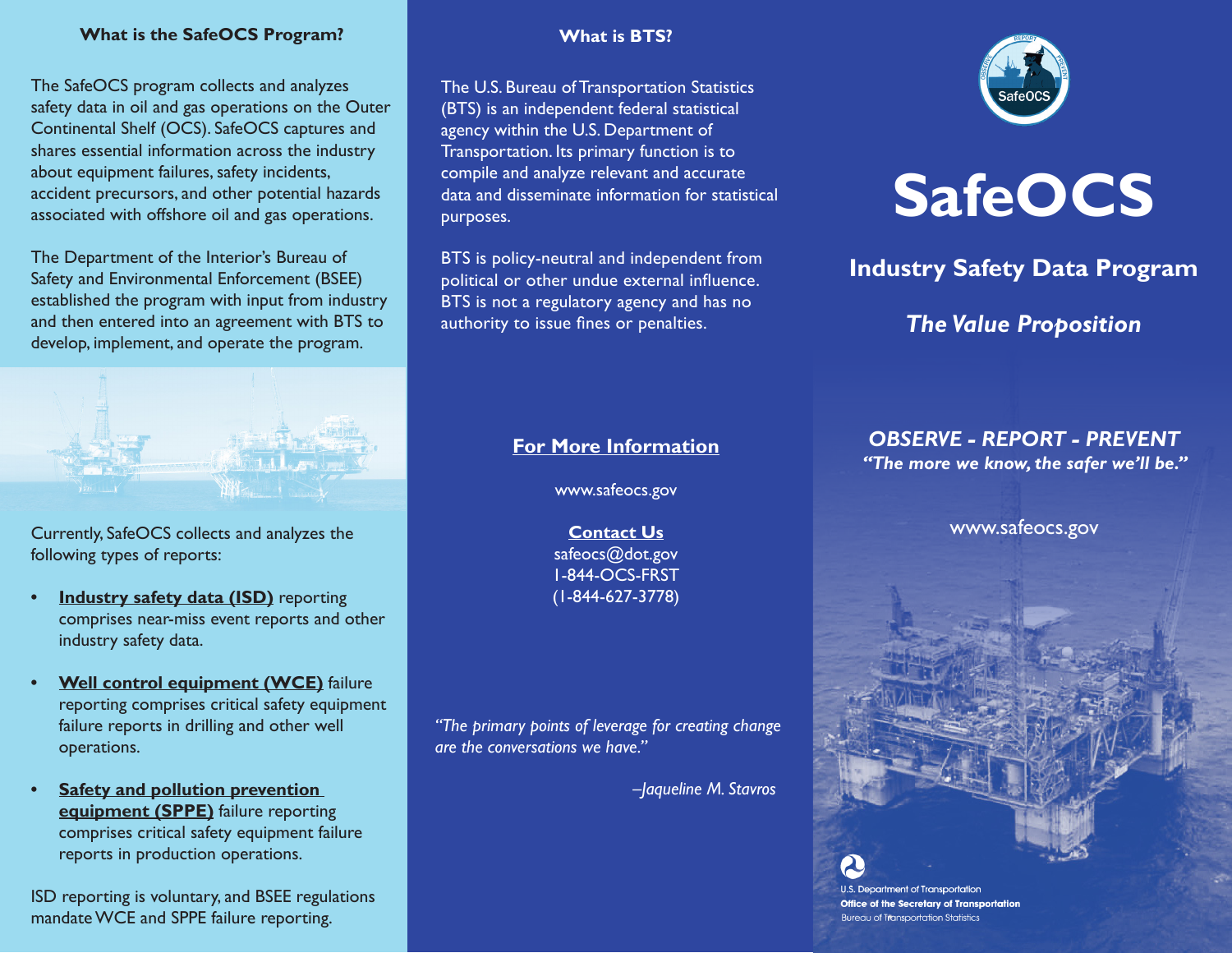## What is the SafeOCS Program?

The SafeOCS program collects and analyzes safety data in oil and gas operations on the Outer Continental Shelf (OCS). SafeOCS captures and shares essential information across the industry about equipment failures, safety incidents, accident precursors, and other potential hazards associated with offshore oil and gas operations.

The Department of the Interior's Bureau of Safety and Environmental Enforcement (BSEE) established the program with input from industry and then entered into an agreement with BTS to develop, implement, and operate the program.

Currently, SafeOCS collects and analyzes the following types of reports:

- **Industry safety data (ISD)** reporting comprises near-miss event reports and other industry safety data.
- **Well control equipment (WCE)** failure reporting comprises critical safety equipment failure reports in drilling and other well operations.
- **Safety and pollution prevention equipment (SPPE)** failure reporting comprises critical safety equipment failure reports in production operations.

ISD reporting is voluntary, and BSEE regulations mandate WCE and SPPE failure reporting.

## What is BTS?

The U.S. Bureau of Transportation Statistics (BTS) is an independent federal statistical agency within the U.S. Department of Transportation. Its primary function is to compile and analyze relevant and accurate data and disseminate information for statistical purposes.

BTS is policy-neutral and independent from political or other undue external influence. BTS is not a regulatory agency and has no authority to issue fines or penalties.

### For More Information

www.safeocs.gov

**Contact Us**
safeocs@dot.gov
1-844-OCS-FRST
(1-844-627-3778)

*"The primary points of leverage for creating change are the conversations we have."*

*–Jaqueline M. Stavros*

# SafeOCS

## Industry Safety Data Program

### *The Value Proposition*

***OBSERVE - REPORT - PREVENT***
***"The more we know, the safer we'll be."***

www.safeocs.gov

U.S. Department of Transportation
**Office of the Secretary of Transportation**
Bureau of Transportation Statistics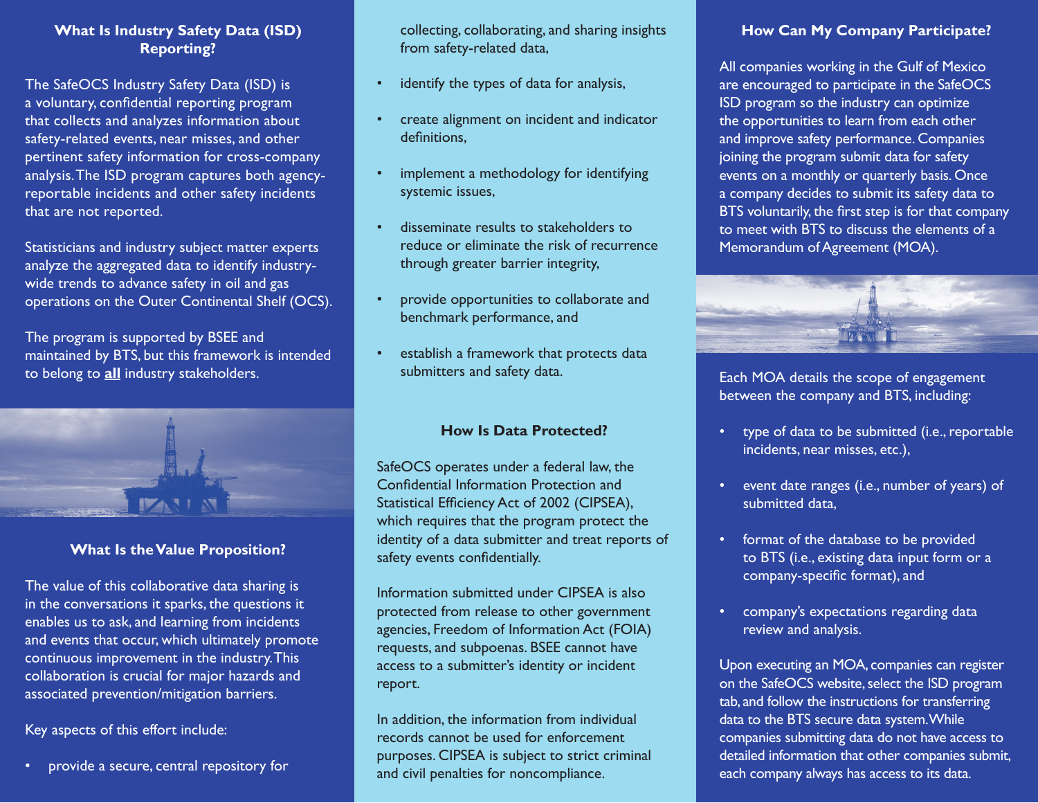## What Is Industry Safety Data (ISD) Reporting?

The SafeOCS Industry Safety Data (ISD) is a voluntary, confidential reporting program that collects and analyzes information about safety-related events, near misses, and other pertinent safety information for cross-company analysis. The ISD program captures both agency-reportable incidents and other safety incidents that are not reported.

Statisticians and industry subject matter experts analyze the aggregated data to identify industry-wide trends to advance safety in oil and gas operations on the Outer Continental Shelf (OCS).

The program is supported by BSEE and maintained by BTS, but this framework is intended to belong to **all** industry stakeholders.

## What Is the Value Proposition?

The value of this collaborative data sharing is in the conversations it sparks, the questions it enables us to ask, and learning from incidents and events that occur, which ultimately promote continuous improvement in the industry. This collaboration is crucial for major hazards and associated prevention/mitigation barriers.

Key aspects of this effort include:

- provide a secure, central repository for collecting, collaborating, and sharing insights from safety-related data,
- identify the types of data for analysis,
- create alignment on incident and indicator definitions,
- implement a methodology for identifying systemic issues,
- disseminate results to stakeholders to reduce or eliminate the risk of recurrence through greater barrier integrity,
- provide opportunities to collaborate and benchmark performance, and
- establish a framework that protects data submitters and safety data.

## How Is Data Protected?

SafeOCS operates under a federal law, the Confidential Information Protection and Statistical Efficiency Act of 2002 (CIPSEA), which requires that the program protect the identity of a data submitter and treat reports of safety events confidentially.

Information submitted under CIPSEA is also protected from release to other government agencies, Freedom of Information Act (FOIA) requests, and subpoenas. BSEE cannot have access to a submitter's identity or incident report.

In addition, the information from individual records cannot be used for enforcement purposes. CIPSEA is subject to strict criminal and civil penalties for noncompliance.

## How Can My Company Participate?

All companies working in the Gulf of Mexico are encouraged to participate in the SafeOCS ISD program so the industry can optimize the opportunities to learn from each other and improve safety performance. Companies joining the program submit data for safety events on a monthly or quarterly basis. Once a company decides to submit its safety data to BTS voluntarily, the first step is for that company to meet with BTS to discuss the elements of a Memorandum of Agreement (MOA).

Each MOA details the scope of engagement between the company and BTS, including:

- type of data to be submitted (i.e., reportable incidents, near misses, etc.),
- event date ranges (i.e., number of years) of submitted data,
- format of the database to be provided to BTS (i.e., existing data input form or a company-specific format), and
- company's expectations regarding data review and analysis.

Upon executing an MOA, companies can register on the SafeOCS website, select the ISD program tab, and follow the instructions for transferring data to the BTS secure data system. While companies submitting data do not have access to detailed information that other companies submit, each company always has access to its data.